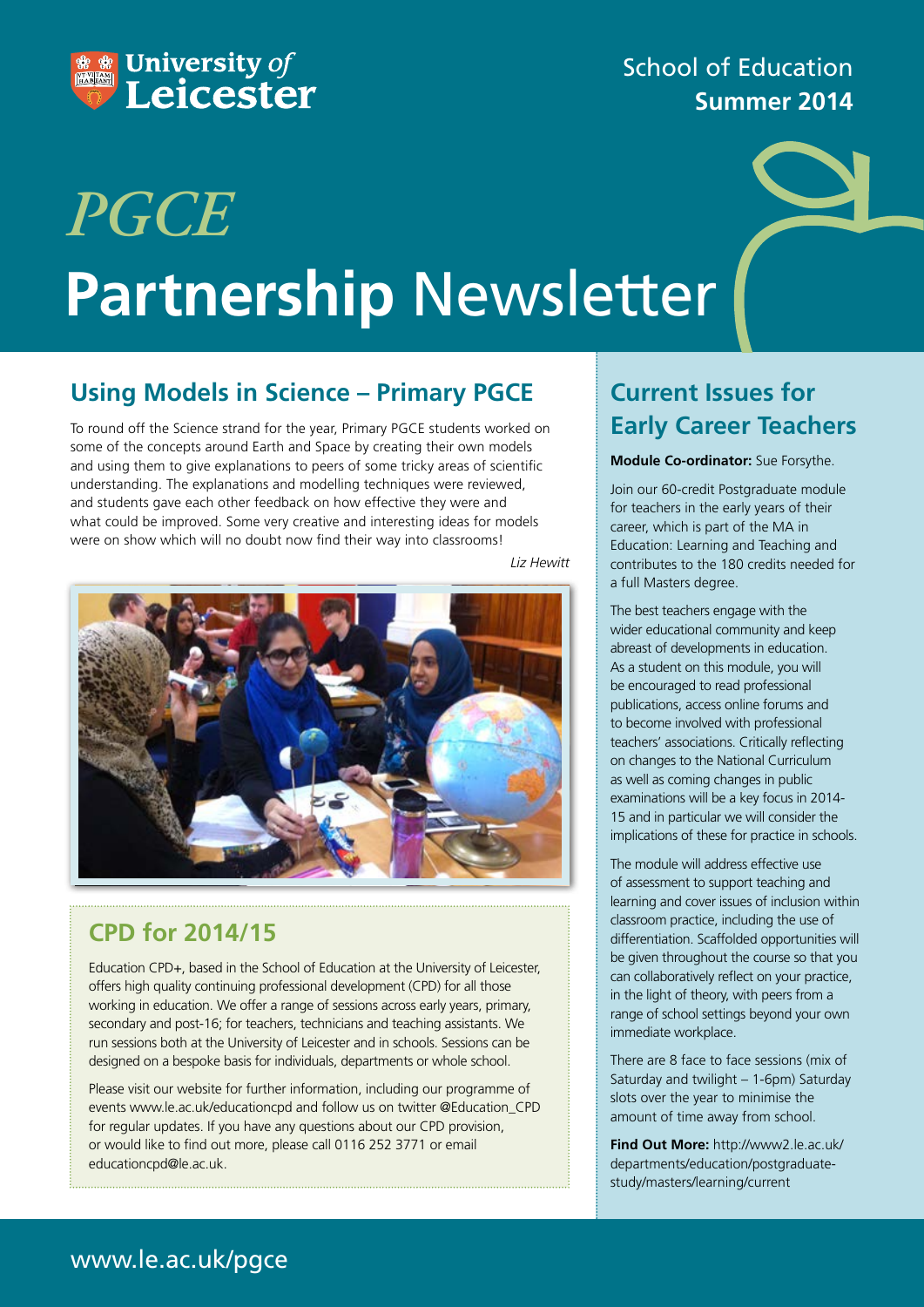University of Leicester

School of Education
**Summer 2014**

# *PGCE* Partnership Newsletter

## Using Models in Science – Primary PGCE

To round off the Science strand for the year, Primary PGCE students worked on some of the concepts around Earth and Space by creating their own models and using them to give explanations to peers of some tricky areas of scientific understanding. The explanations and modelling techniques were reviewed, and students gave each other feedback on how effective they were and what could be improved. Some very creative and interesting ideas for models were on show which will no doubt now find their way into classrooms!

*Liz Hewitt*

## CPD for 2014/15

Education CPD+, based in the School of Education at the University of Leicester, offers high quality continuing professional development (CPD) for all those working in education. We offer a range of sessions across early years, primary, secondary and post-16; for teachers, technicians and teaching assistants. We run sessions both at the University of Leicester and in schools. Sessions can be designed on a bespoke basis for individuals, departments or whole school.

Please visit our website for further information, including our programme of events www.le.ac.uk/educationcpd and follow us on twitter @Education_CPD for regular updates. If you have any questions about our CPD provision, or would like to find out more, please call 0116 252 3771 or email educationcpd@le.ac.uk.

## Current Issues for Early Career Teachers

**Module Co-ordinator:** Sue Forsythe.

Join our 60-credit Postgraduate module for teachers in the early years of their career, which is part of the MA in Education: Learning and Teaching and contributes to the 180 credits needed for a full Masters degree.

The best teachers engage with the wider educational community and keep abreast of developments in education. As a student on this module, you will be encouraged to read professional publications, access online forums and to become involved with professional teachers' associations. Critically reflecting on changes to the National Curriculum as well as coming changes in public examinations will be a key focus in 2014-15 and in particular we will consider the implications of these for practice in schools.

The module will address effective use of assessment to support teaching and learning and cover issues of inclusion within classroom practice, including the use of differentiation. Scaffolded opportunities will be given throughout the course so that you can collaboratively reflect on your practice, in the light of theory, with peers from a range of school settings beyond your own immediate workplace.

There are 8 face to face sessions (mix of Saturday and twilight – 1-6pm) Saturday slots over the year to minimise the amount of time away from school.

**Find Out More:** http://www2.le.ac.uk/departments/education/postgraduate-study/masters/learning/current

www.le.ac.uk/pgce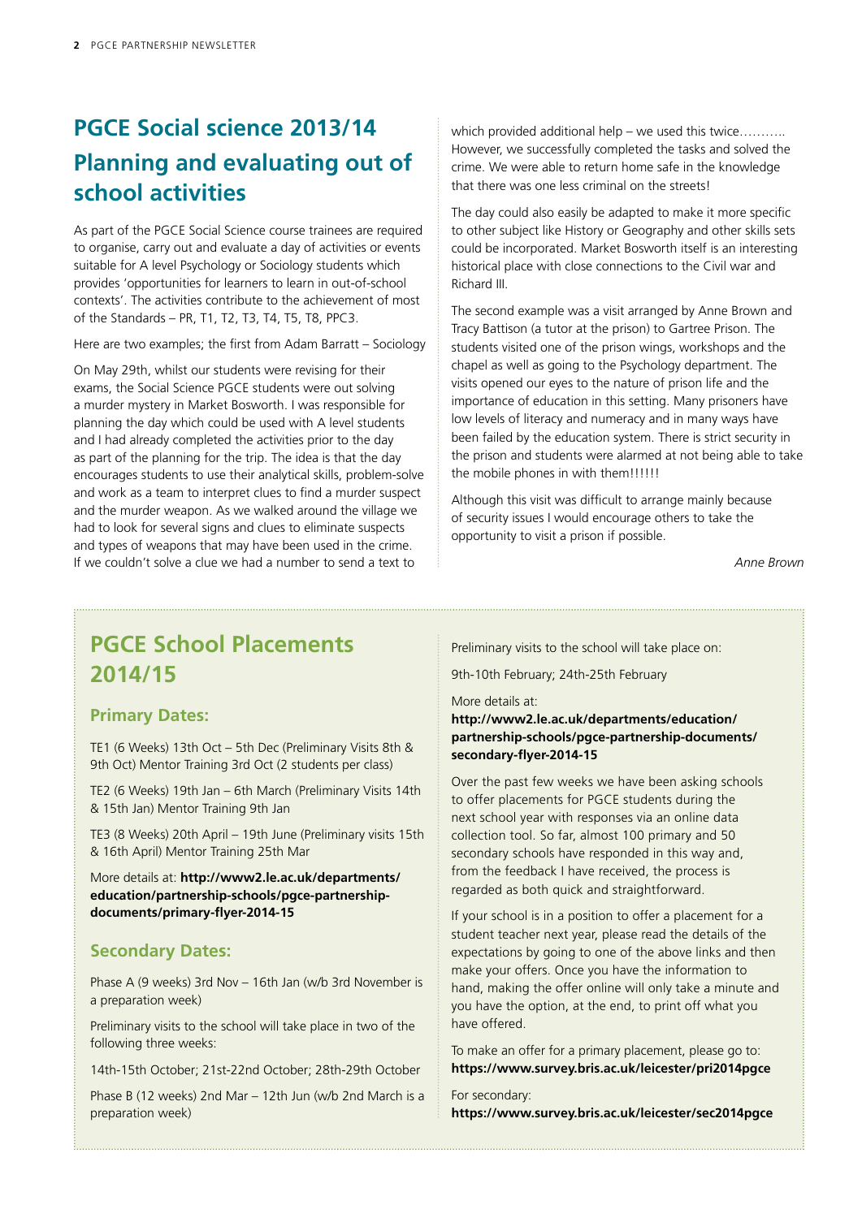# PGCE Social science 2013/14 Planning and evaluating out of school activities

As part of the PGCE Social Science course trainees are required to organise, carry out and evaluate a day of activities or events suitable for A level Psychology or Sociology students which provides 'opportunities for learners to learn in out-of-school contexts'. The activities contribute to the achievement of most of the Standards – PR, T1, T2, T3, T4, T5, T8, PPC3.

Here are two examples; the first from Adam Barratt – Sociology

On May 29th, whilst our students were revising for their exams, the Social Science PGCE students were out solving a murder mystery in Market Bosworth. I was responsible for planning the day which could be used with A level students and I had already completed the activities prior to the day as part of the planning for the trip. The idea is that the day encourages students to use their analytical skills, problem-solve and work as a team to interpret clues to find a murder suspect and the murder weapon. As we walked around the village we had to look for several signs and clues to eliminate suspects and types of weapons that may have been used in the crime. If we couldn't solve a clue we had a number to send a text to which provided additional help – we used this twice……….. However, we successfully completed the tasks and solved the crime. We were able to return home safe in the knowledge that there was one less criminal on the streets!

The day could also easily be adapted to make it more specific to other subject like History or Geography and other skills sets could be incorporated. Market Bosworth itself is an interesting historical place with close connections to the Civil war and Richard III.

The second example was a visit arranged by Anne Brown and Tracy Battison (a tutor at the prison) to Gartree Prison. The students visited one of the prison wings, workshops and the chapel as well as going to the Psychology department. The visits opened our eyes to the nature of prison life and the importance of education in this setting. Many prisoners have low levels of literacy and numeracy and in many ways have been failed by the education system. There is strict security in the prison and students were alarmed at not being able to take the mobile phones in with them!!!!!!

Although this visit was difficult to arrange mainly because of security issues I would encourage others to take the opportunity to visit a prison if possible.

*Anne Brown*

# PGCE School Placements 2014/15

## Primary Dates:

TE1 (6 Weeks) 13th Oct – 5th Dec (Preliminary Visits 8th & 9th Oct) Mentor Training 3rd Oct (2 students per class)

TE2 (6 Weeks) 19th Jan – 6th March (Preliminary Visits 14th & 15th Jan) Mentor Training 9th Jan

TE3 (8 Weeks) 20th April – 19th June (Preliminary visits 15th & 16th April) Mentor Training 25th Mar

More details at: **http://www2.le.ac.uk/departments/education/partnership-schools/pgce-partnership-documents/primary-flyer-2014-15**

## Secondary Dates:

Phase A (9 weeks) 3rd Nov – 16th Jan (w/b 3rd November is a preparation week)

Preliminary visits to the school will take place in two of the following three weeks:

14th-15th October; 21st-22nd October; 28th-29th October

Phase B (12 weeks) 2nd Mar – 12th Jun (w/b 2nd March is a preparation week)

Preliminary visits to the school will take place on:

9th-10th February; 24th-25th February

More details at:
**http://www2.le.ac.uk/departments/education/partnership-schools/pgce-partnership-documents/secondary-flyer-2014-15**

Over the past few weeks we have been asking schools to offer placements for PGCE students during the next school year with responses via an online data collection tool. So far, almost 100 primary and 50 secondary schools have responded in this way and, from the feedback I have received, the process is regarded as both quick and straightforward.

If your school is in a position to offer a placement for a student teacher next year, please read the details of the expectations by going to one of the above links and then make your offers. Once you have the information to hand, making the offer online will only take a minute and you have the option, at the end, to print off what you have offered.

To make an offer for a primary placement, please go to:
**https://www.survey.bris.ac.uk/leicester/pri2014pgce**

For secondary:
**https://www.survey.bris.ac.uk/leicester/sec2014pgce**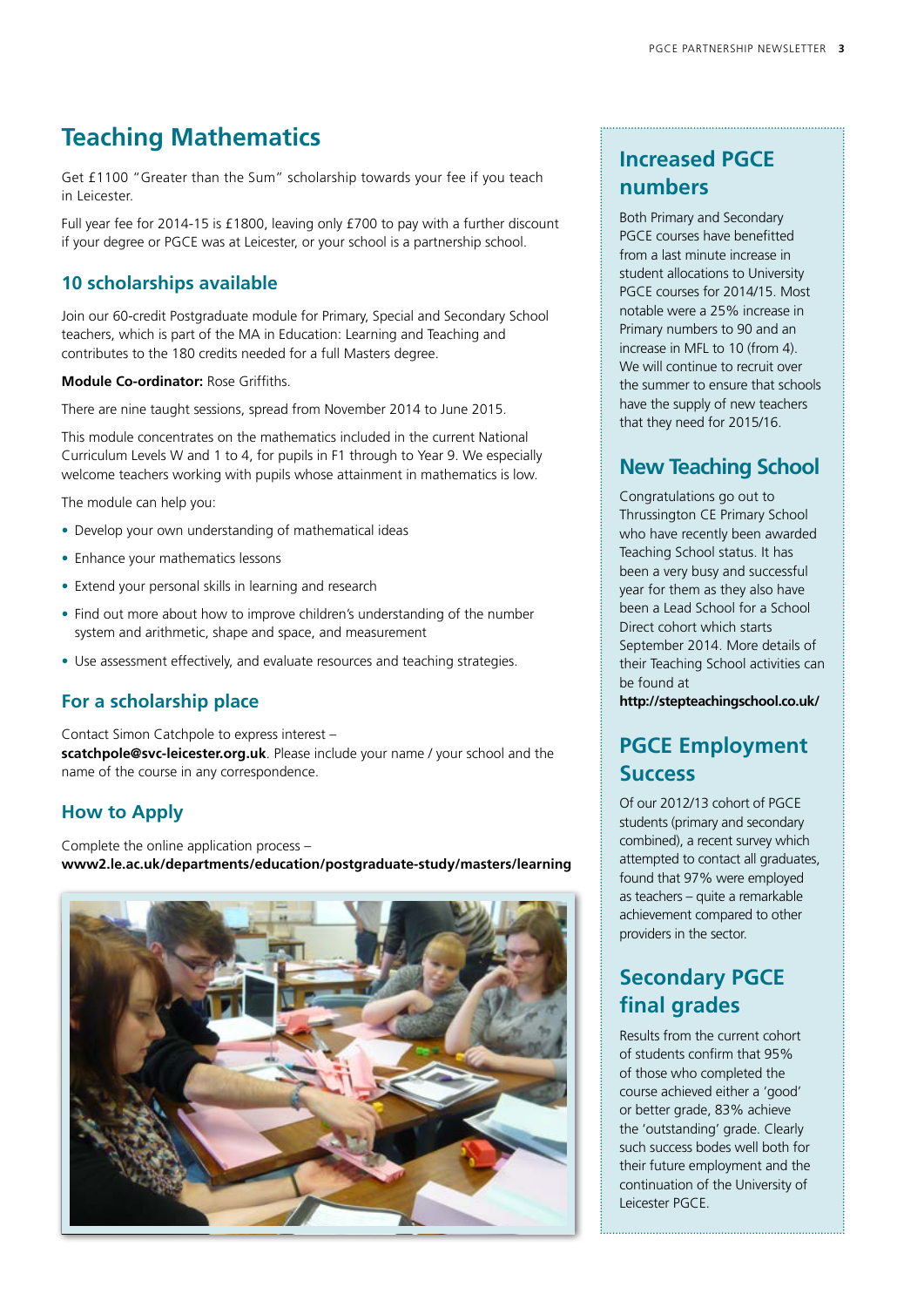## Teaching Mathematics

Get £1100 "Greater than the Sum" scholarship towards your fee if you teach in Leicester.

Full year fee for 2014-15 is £1800, leaving only £700 to pay with a further discount if your degree or PGCE was at Leicester, or your school is a partnership school.

### 10 scholarships available

Join our 60-credit Postgraduate module for Primary, Special and Secondary School teachers, which is part of the MA in Education: Learning and Teaching and contributes to the 180 credits needed for a full Masters degree.

**Module Co-ordinator:** Rose Griffiths.

There are nine taught sessions, spread from November 2014 to June 2015.

This module concentrates on the mathematics included in the current National Curriculum Levels W and 1 to 4, for pupils in F1 through to Year 9. We especially welcome teachers working with pupils whose attainment in mathematics is low.

The module can help you:

- Develop your own understanding of mathematical ideas
- Enhance your mathematics lessons
- Extend your personal skills in learning and research
- Find out more about how to improve children's understanding of the number system and arithmetic, shape and space, and measurement
- Use assessment effectively, and evaluate resources and teaching strategies.

### For a scholarship place

Contact Simon Catchpole to express interest – **scatchpole@svc-leicester.org.uk**. Please include your name / your school and the name of the course in any correspondence.

### How to Apply

Complete the online application process – **www2.le.ac.uk/departments/education/postgraduate-study/masters/learning**

## Increased PGCE numbers

Both Primary and Secondary PGCE courses have benefitted from a last minute increase in student allocations to University PGCE courses for 2014/15. Most notable were a 25% increase in Primary numbers to 90 and an increase in MFL to 10 (from 4). We will continue to recruit over the summer to ensure that schools have the supply of new teachers that they need for 2015/16.

## New Teaching School

Congratulations go out to Thrussington CE Primary School who have recently been awarded Teaching School status. It has been a very busy and successful year for them as they also have been a Lead School for a School Direct cohort which starts September 2014. More details of their Teaching School activities can be found at **http://stepteachingschool.co.uk/**

## PGCE Employment Success

Of our 2012/13 cohort of PGCE students (primary and secondary combined), a recent survey which attempted to contact all graduates, found that 97% were employed as teachers – quite a remarkable achievement compared to other providers in the sector.

## Secondary PGCE final grades

Results from the current cohort of students confirm that 95% of those who completed the course achieved either a 'good' or better grade, 83% achieve the 'outstanding' grade. Clearly such success bodes well both for their future employment and the continuation of the University of Leicester PGCE.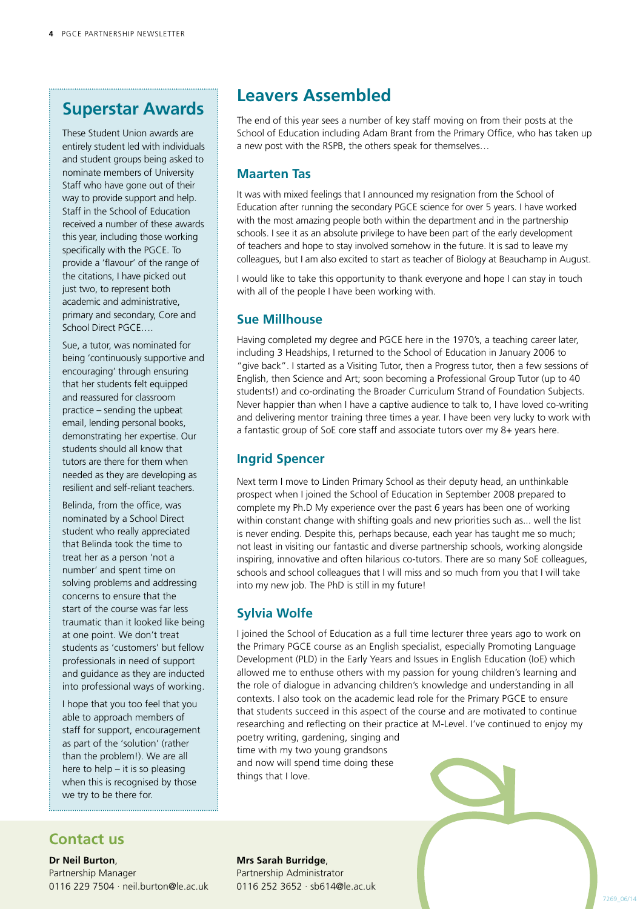## Superstar Awards

These Student Union awards are entirely student led with individuals and student groups being asked to nominate members of University Staff who have gone out of their way to provide support and help. Staff in the School of Education received a number of these awards this year, including those working specifically with the PGCE. To provide a 'flavour' of the range of the citations, I have picked out just two, to represent both academic and administrative, primary and secondary, Core and School Direct PGCE….

Sue, a tutor, was nominated for being 'continuously supportive and encouraging' through ensuring that her students felt equipped and reassured for classroom practice – sending the upbeat email, lending personal books, demonstrating her expertise. Our students should all know that tutors are there for them when needed as they are developing as resilient and self-reliant teachers.

Belinda, from the office, was nominated by a School Direct student who really appreciated that Belinda took the time to treat her as a person 'not a number' and spent time on solving problems and addressing concerns to ensure that the start of the course was far less traumatic than it looked like being at one point. We don't treat students as 'customers' but fellow professionals in need of support and guidance as they are inducted into professional ways of working.

I hope that you too feel that you able to approach members of staff for support, encouragement as part of the 'solution' (rather than the problem!). We are all here to help – it is so pleasing when this is recognised by those we try to be there for.

## Leavers Assembled

The end of this year sees a number of key staff moving on from their posts at the School of Education including Adam Brant from the Primary Office, who has taken up a new post with the RSPB, the others speak for themselves…

### Maarten Tas

It was with mixed feelings that I announced my resignation from the School of Education after running the secondary PGCE science for over 5 years. I have worked with the most amazing people both within the department and in the partnership schools. I see it as an absolute privilege to have been part of the early development of teachers and hope to stay involved somehow in the future. It is sad to leave my colleagues, but I am also excited to start as teacher of Biology at Beauchamp in August.

I would like to take this opportunity to thank everyone and hope I can stay in touch with all of the people I have been working with.

### Sue Millhouse

Having completed my degree and PGCE here in the 1970's, a teaching career later, including 3 Headships, I returned to the School of Education in January 2006 to "give back". I started as a Visiting Tutor, then a Progress tutor, then a few sessions of English, then Science and Art; soon becoming a Professional Group Tutor (up to 40 students!) and co-ordinating the Broader Curriculum Strand of Foundation Subjects. Never happier than when I have a captive audience to talk to, I have loved co-writing and delivering mentor training three times a year. I have been very lucky to work with a fantastic group of SoE core staff and associate tutors over my 8+ years here.

### Ingrid Spencer

Next term I move to Linden Primary School as their deputy head, an unthinkable prospect when I joined the School of Education in September 2008 prepared to complete my Ph.D My experience over the past 6 years has been one of working within constant change with shifting goals and new priorities such as... well the list is never ending. Despite this, perhaps because, each year has taught me so much; not least in visiting our fantastic and diverse partnership schools, working alongside inspiring, innovative and often hilarious co-tutors. There are so many SoE colleagues, schools and school colleagues that I will miss and so much from you that I will take into my new job. The PhD is still in my future!

### Sylvia Wolfe

I joined the School of Education as a full time lecturer three years ago to work on the Primary PGCE course as an English specialist, especially Promoting Language Development (PLD) in the Early Years and Issues in English Education (IoE) which allowed me to enthuse others with my passion for young children's learning and the role of dialogue in advancing children's knowledge and understanding in all contexts. I also took on the academic lead role for the Primary PGCE to ensure that students succeed in this aspect of the course and are motivated to continue researching and reflecting on their practice at M-Level. I've continued to enjoy my poetry writing, gardening, singing and time with my two young grandsons and now will spend time doing these things that I love.

## Contact us

**Dr Neil Burton**,
Partnership Manager
0116 229 7504 · neil.burton@le.ac.uk

**Mrs Sarah Burridge**,
Partnership Administrator
0116 252 3652 · sb614@le.ac.uk

7269_06/14